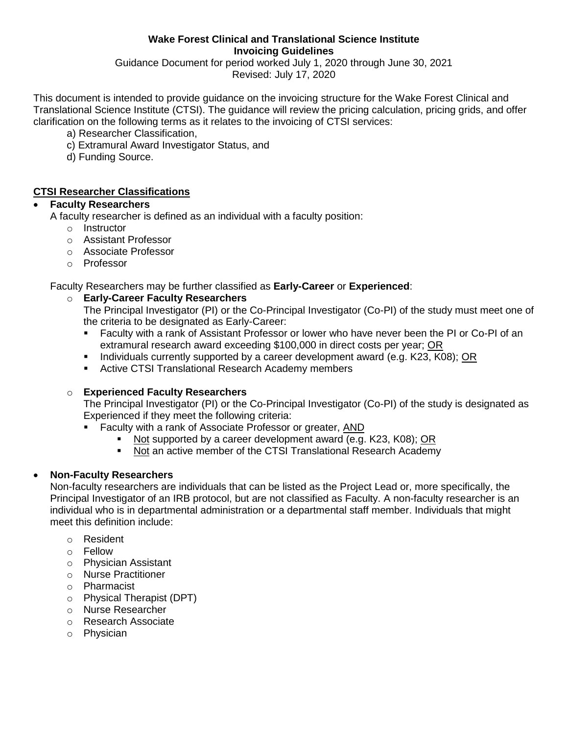**Wake Forest Clinical and Translational Science Institute**
**Invoicing Guidelines**

Guidance Document for period worked July 1, 2020 through June 30, 2021
Revised: July 17, 2020

This document is intended to provide guidance on the invoicing structure for the Wake Forest Clinical and Translational Science Institute (CTSI). The guidance will review the pricing calculation, pricing grids, and offer clarification on the following terms as it relates to the invoicing of CTSI services:

a) Researcher Classification,
c) Extramural Award Investigator Status, and
d) Funding Source.

## CTSI Researcher Classifications

- **Faculty Researchers**
  A faculty researcher is defined as an individual with a faculty position:
  - Instructor
  - Assistant Professor
  - Associate Professor
  - Professor

  Faculty Researchers may be further classified as **Early-Career** or **Experienced**:

  - **Early-Career Faculty Researchers**
    The Principal Investigator (PI) or the Co-Principal Investigator (Co-PI) of the study must meet one of the criteria to be designated as Early-Career:
    - Faculty with a rank of Assistant Professor or lower who have never been the PI or Co-PI of an extramural research award exceeding $100,000 in direct costs per year; OR
    - Individuals currently supported by a career development award (e.g. K23, K08); OR
    - Active CTSI Translational Research Academy members

  - **Experienced Faculty Researchers**
    The Principal Investigator (PI) or the Co-Principal Investigator (Co-PI) of the study is designated as Experienced if they meet the following criteria:
    - Faculty with a rank of Associate Professor or greater, AND
      - Not supported by a career development award (e.g. K23, K08); OR
      - Not an active member of the CTSI Translational Research Academy

- **Non-Faculty Researchers**
  Non-faculty researchers are individuals that can be listed as the Project Lead or, more specifically, the Principal Investigator of an IRB protocol, but are not classified as Faculty. A non-faculty researcher is an individual who is in departmental administration or a departmental staff member. Individuals that might meet this definition include:

  - Resident
  - Fellow
  - Physician Assistant
  - Nurse Practitioner
  - Pharmacist
  - Physical Therapist (DPT)
  - Nurse Researcher
  - Research Associate
  - Physician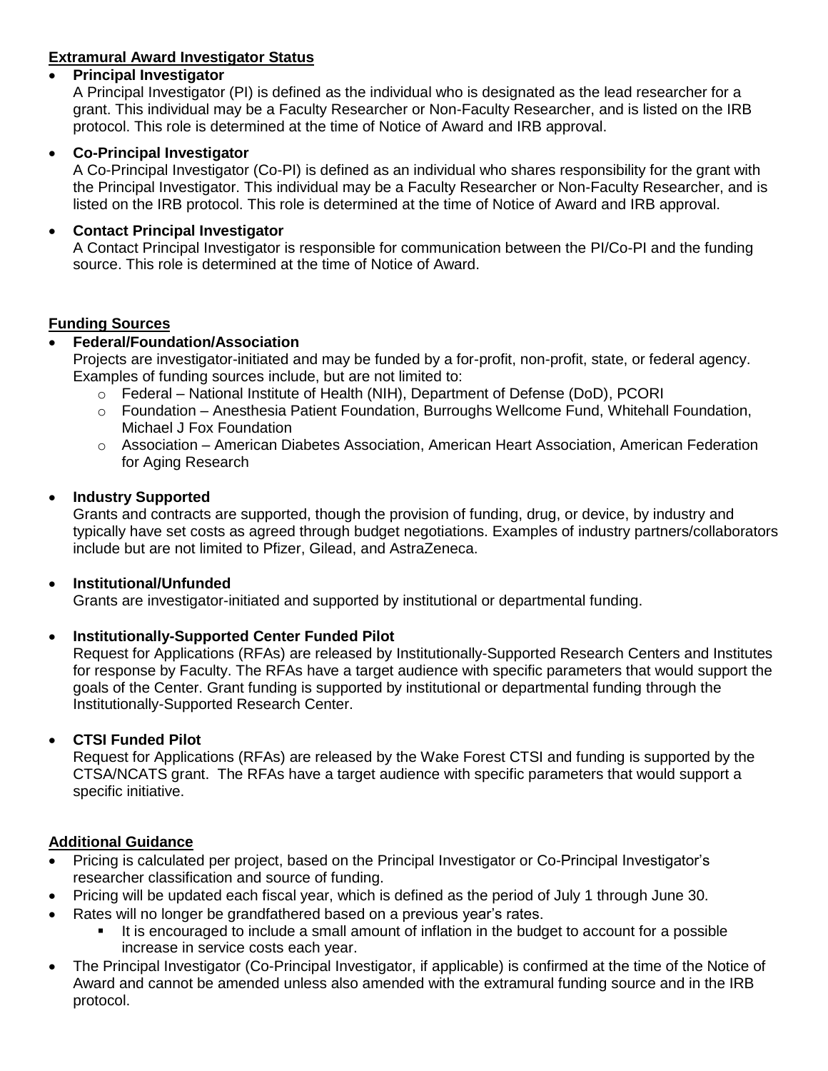**Extramural Award Investigator Status**

- **Principal Investigator**
  A Principal Investigator (PI) is defined as the individual who is designated as the lead researcher for a grant. This individual may be a Faculty Researcher or Non-Faculty Researcher, and is listed on the IRB protocol. This role is determined at the time of Notice of Award and IRB approval.

- **Co-Principal Investigator**
  A Co-Principal Investigator (Co-PI) is defined as an individual who shares responsibility for the grant with the Principal Investigator. This individual may be a Faculty Researcher or Non-Faculty Researcher, and is listed on the IRB protocol. This role is determined at the time of Notice of Award and IRB approval.

- **Contact Principal Investigator**
  A Contact Principal Investigator is responsible for communication between the PI/Co-PI and the funding source. This role is determined at the time of Notice of Award.

**Funding Sources**

- **Federal/Foundation/Association**
  Projects are investigator-initiated and may be funded by a for-profit, non-profit, state, or federal agency. Examples of funding sources include, but are not limited to:
  - Federal – National Institute of Health (NIH), Department of Defense (DoD), PCORI
  - Foundation – Anesthesia Patient Foundation, Burroughs Wellcome Fund, Whitehall Foundation, Michael J Fox Foundation
  - Association – American Diabetes Association, American Heart Association, American Federation for Aging Research

- **Industry Supported**
  Grants and contracts are supported, though the provision of funding, drug, or device, by industry and typically have set costs as agreed through budget negotiations. Examples of industry partners/collaborators include but are not limited to Pfizer, Gilead, and AstraZeneca.

- **Institutional/Unfunded**
  Grants are investigator-initiated and supported by institutional or departmental funding.

- **Institutionally-Supported Center Funded Pilot**
  Request for Applications (RFAs) are released by Institutionally-Supported Research Centers and Institutes for response by Faculty. The RFAs have a target audience with specific parameters that would support the goals of the Center. Grant funding is supported by institutional or departmental funding through the Institutionally-Supported Research Center.

- **CTSI Funded Pilot**
  Request for Applications (RFAs) are released by the Wake Forest CTSI and funding is supported by the CTSA/NCATS grant. The RFAs have a target audience with specific parameters that would support a specific initiative.

**Additional Guidance**

- Pricing is calculated per project, based on the Principal Investigator or Co-Principal Investigator's researcher classification and source of funding.
- Pricing will be updated each fiscal year, which is defined as the period of July 1 through June 30.
- Rates will no longer be grandfathered based on a previous year's rates.
  - It is encouraged to include a small amount of inflation in the budget to account for a possible increase in service costs each year.
- The Principal Investigator (Co-Principal Investigator, if applicable) is confirmed at the time of the Notice of Award and cannot be amended unless also amended with the extramural funding source and in the IRB protocol.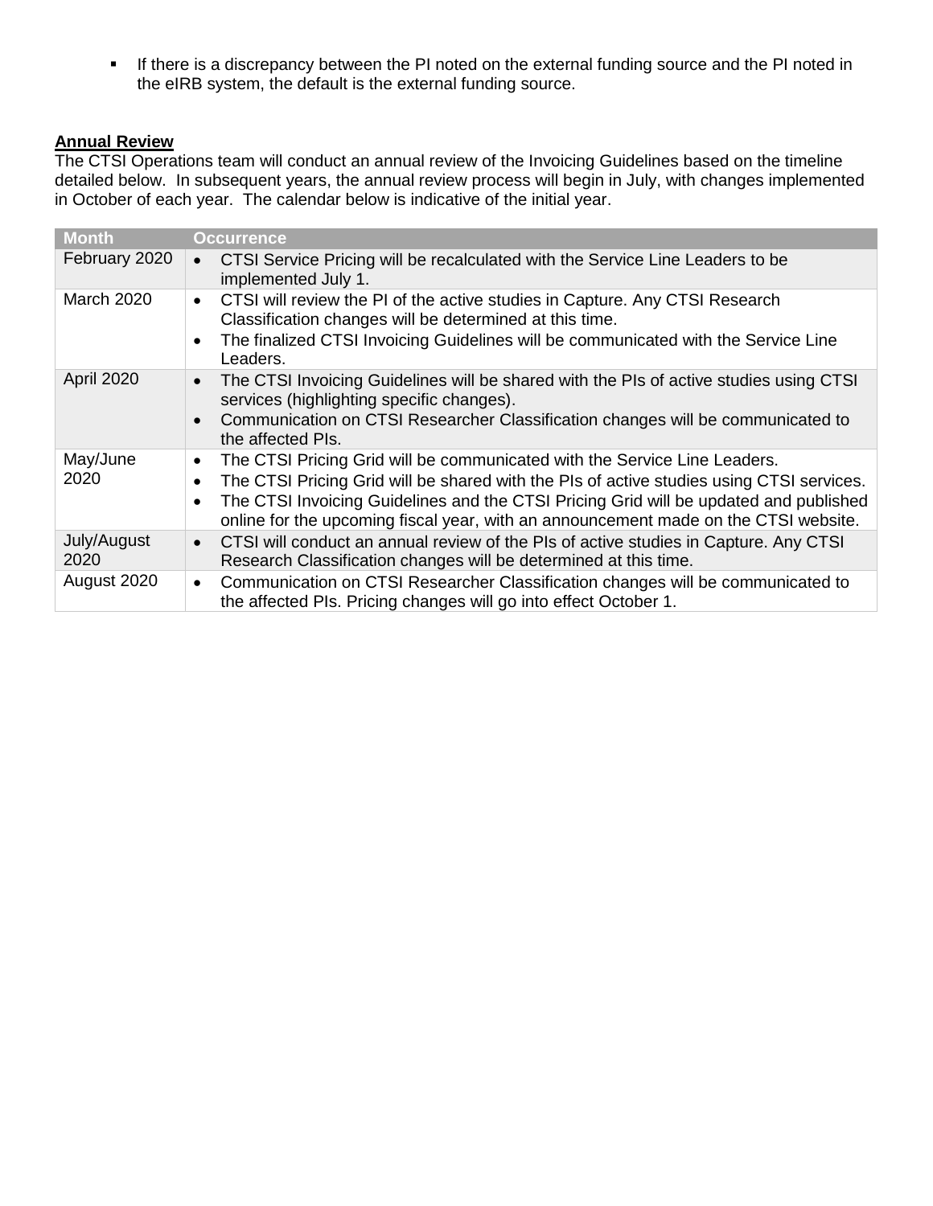- If there is a discrepancy between the PI noted on the external funding source and the PI noted in the eIRB system, the default is the external funding source.

**Annual Review**

The CTSI Operations team will conduct an annual review of the Invoicing Guidelines based on the timeline detailed below. In subsequent years, the annual review process will begin in July, with changes implemented in October of each year. The calendar below is indicative of the initial year.

| Month | Occurrence |
|---|---|
| February 2020 | • CTSI Service Pricing will be recalculated with the Service Line Leaders to be implemented July 1. |
| March 2020 | • CTSI will review the PI of the active studies in Capture. Any CTSI Research Classification changes will be determined at this time. <br> • The finalized CTSI Invoicing Guidelines will be communicated with the Service Line Leaders. |
| April 2020 | • The CTSI Invoicing Guidelines will be shared with the PIs of active studies using CTSI services (highlighting specific changes). <br> • Communication on CTSI Researcher Classification changes will be communicated to the affected PIs. |
| May/June 2020 | • The CTSI Pricing Grid will be communicated with the Service Line Leaders. <br> • The CTSI Pricing Grid will be shared with the PIs of active studies using CTSI services. <br> • The CTSI Invoicing Guidelines and the CTSI Pricing Grid will be updated and published online for the upcoming fiscal year, with an announcement made on the CTSI website. |
| July/August 2020 | • CTSI will conduct an annual review of the PIs of active studies in Capture. Any CTSI Research Classification changes will be determined at this time. |
| August 2020 | • Communication on CTSI Researcher Classification changes will be communicated to the affected PIs. Pricing changes will go into effect October 1. |